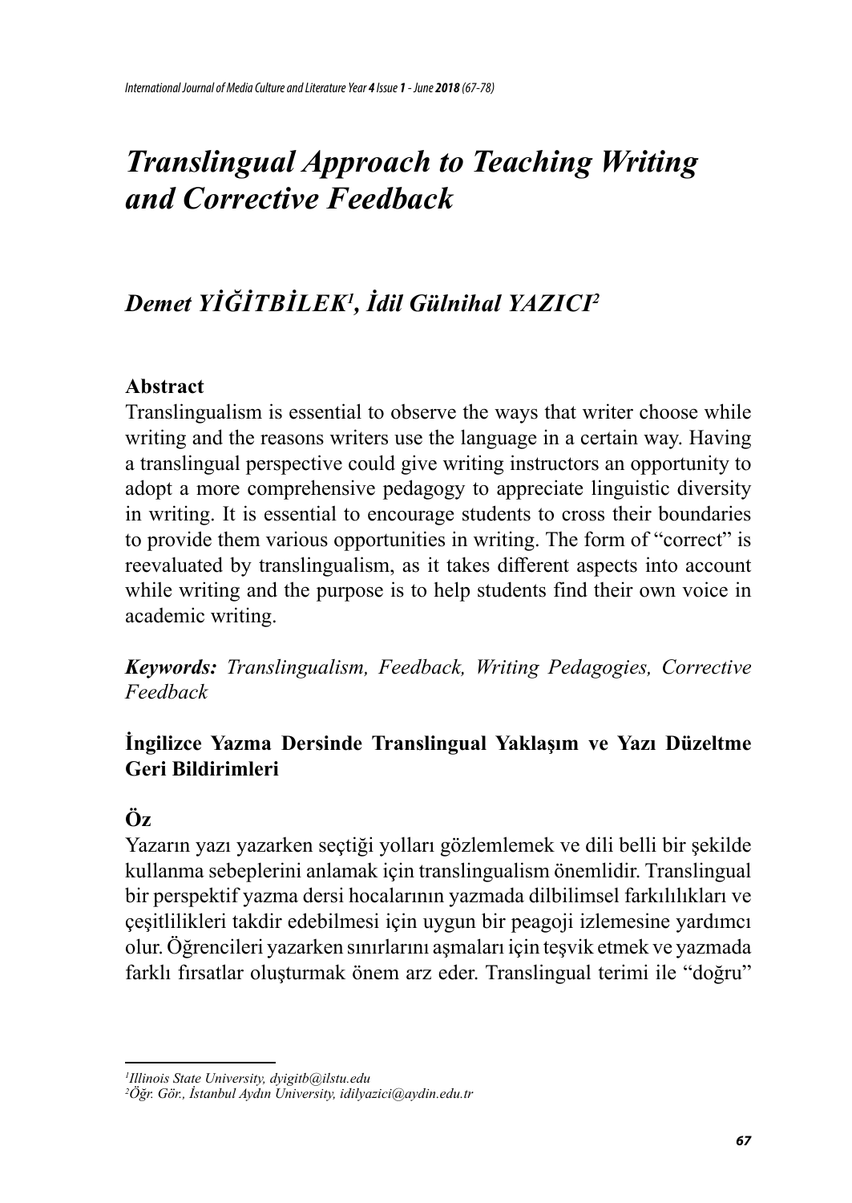# *Translingual Approach to Teaching Writing and Corrective Feedback*

## *Demet YİĞİTBİLEK[1], İdil Gülnihal YAZICI[2]*

**Abstract**

Translingualism is essential to observe the ways that writer choose while writing and the reasons writers use the language in a certain way. Having a translingual perspective could give writing instructors an opportunity to adopt a more comprehensive pedagogy to appreciate linguistic diversity in writing. It is essential to encourage students to cross their boundaries to provide them various opportunities in writing. The form of "correct" is reevaluated by translingualism, as it takes different aspects into account while writing and the purpose is to help students find their own voice in academic writing.

***Keywords:*** *Translingualism, Feedback, Writing Pedagogies, Corrective Feedback*

**İngilizce Yazma Dersinde Translingual Yaklaşım ve Yazı Düzeltme Geri Bildirimleri**

**Öz**

Yazarın yazı yazarken seçtiği yolları gözlemlemek ve dili belli bir şekilde kullanma sebeplerini anlamak için translingualism önemlidir. Translingual bir perspektif yazma dersi hocalarının yazmada dilbilimsel farkılılıkları ve çeşitlilikleri takdir edebilmesi için uygun bir peagoji izlemesine yardımcı olur. Öğrencileri yazarken sınırlarını aşmaları için teşvik etmek ve yazmada farklı fırsatlar oluşturmak önem arz eder. Translingual terimi ile "doğru"

---

[1] *Illinois State University, dyigitb@ilstu.edu*

[2] *Öğr. Gör., İstanbul Aydın University, idilyazici@aydin.edu.tr*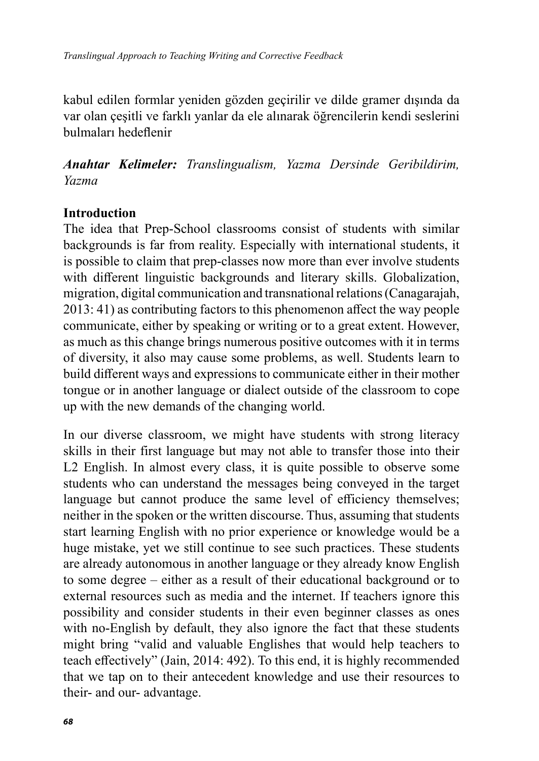kabul edilen formlar yeniden gözden geçirilir ve dilde gramer dışında da var olan çeşitli ve farklı yanlar da ele alınarak öğrencilerin kendi seslerini bulmaları hedeflenir

***Anahtar Kelimeler:*** *Translingualism, Yazma Dersinde Geribildirim, Yazma*

## Introduction

The idea that Prep-School classrooms consist of students with similar backgrounds is far from reality. Especially with international students, it is possible to claim that prep-classes now more than ever involve students with different linguistic backgrounds and literary skills. Globalization, migration, digital communication and transnational relations (Canagarajah, 2013: 41) as contributing factors to this phenomenon affect the way people communicate, either by speaking or writing or to a great extent. However, as much as this change brings numerous positive outcomes with it in terms of diversity, it also may cause some problems, as well. Students learn to build different ways and expressions to communicate either in their mother tongue or in another language or dialect outside of the classroom to cope up with the new demands of the changing world.

In our diverse classroom, we might have students with strong literacy skills in their first language but may not able to transfer those into their L2 English. In almost every class, it is quite possible to observe some students who can understand the messages being conveyed in the target language but cannot produce the same level of efficiency themselves; neither in the spoken or the written discourse. Thus, assuming that students start learning English with no prior experience or knowledge would be a huge mistake, yet we still continue to see such practices. These students are already autonomous in another language or they already know English to some degree – either as a result of their educational background or to external resources such as media and the internet. If teachers ignore this possibility and consider students in their even beginner classes as ones with no-English by default, they also ignore the fact that these students might bring "valid and valuable Englishes that would help teachers to teach effectively" (Jain, 2014: 492). To this end, it is highly recommended that we tap on to their antecedent knowledge and use their resources to their- and our- advantage.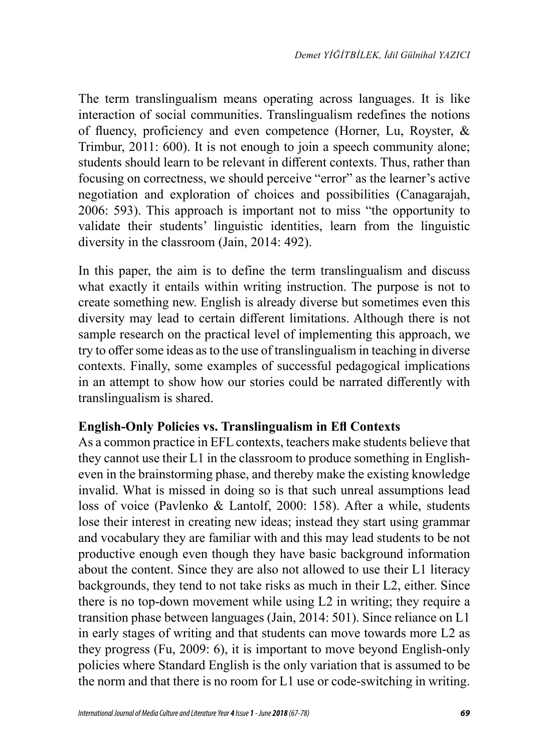The term translingualism means operating across languages. It is like interaction of social communities. Translingualism redefines the notions of fluency, proficiency and even competence (Horner, Lu, Royster, & Trimbur, 2011: 600). It is not enough to join a speech community alone; students should learn to be relevant in different contexts. Thus, rather than focusing on correctness, we should perceive "error" as the learner's active negotiation and exploration of choices and possibilities (Canagarajah, 2006: 593). This approach is important not to miss "the opportunity to validate their students' linguistic identities, learn from the linguistic diversity in the classroom (Jain, 2014: 492).

In this paper, the aim is to define the term translingualism and discuss what exactly it entails within writing instruction. The purpose is not to create something new. English is already diverse but sometimes even this diversity may lead to certain different limitations. Although there is not sample research on the practical level of implementing this approach, we try to offer some ideas as to the use of translingualism in teaching in diverse contexts. Finally, some examples of successful pedagogical implications in an attempt to show how our stories could be narrated differently with translingualism is shared.

## English-Only Policies vs. Translingualism in Efl Contexts

As a common practice in EFL contexts, teachers make students believe that they cannot use their L1 in the classroom to produce something in English- even in the brainstorming phase, and thereby make the existing knowledge invalid. What is missed in doing so is that such unreal assumptions lead loss of voice (Pavlenko & Lantolf, 2000: 158). After a while, students lose their interest in creating new ideas; instead they start using grammar and vocabulary they are familiar with and this may lead students to be not productive enough even though they have basic background information about the content. Since they are also not allowed to use their L1 literacy backgrounds, they tend to not take risks as much in their L2, either. Since there is no top-down movement while using L2 in writing; they require a transition phase between languages (Jain, 2014: 501). Since reliance on L1 in early stages of writing and that students can move towards more L2 as they progress (Fu, 2009: 6), it is important to move beyond English-only policies where Standard English is the only variation that is assumed to be the norm and that there is no room for L1 use or code-switching in writing.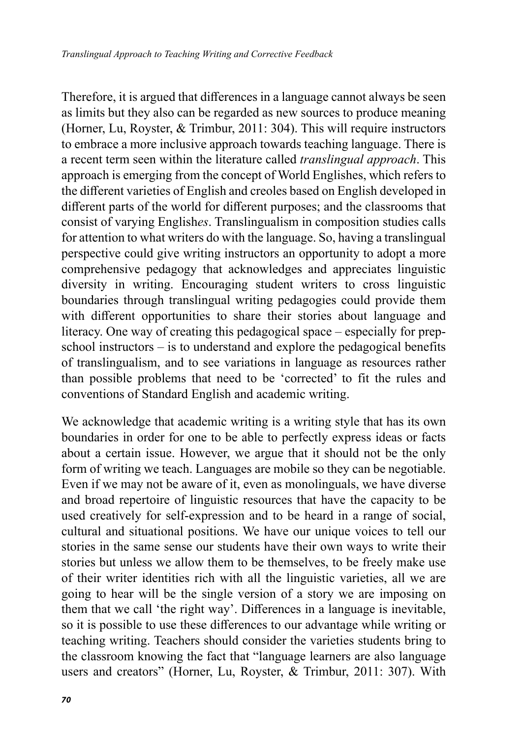Therefore, it is argued that differences in a language cannot always be seen as limits but they also can be regarded as new sources to produce meaning (Horner, Lu, Royster, & Trimbur, 2011: 304). This will require instructors to embrace a more inclusive approach towards teaching language. There is a recent term seen within the literature called *translingual approach*. This approach is emerging from the concept of World Englishes, which refers to the different varieties of English and creoles based on English developed in different parts of the world for different purposes; and the classrooms that consist of varying English*es*. Translingualism in composition studies calls for attention to what writers do with the language. So, having a translingual perspective could give writing instructors an opportunity to adopt a more comprehensive pedagogy that acknowledges and appreciates linguistic diversity in writing. Encouraging student writers to cross linguistic boundaries through translingual writing pedagogies could provide them with different opportunities to share their stories about language and literacy. One way of creating this pedagogical space – especially for prep-school instructors – is to understand and explore the pedagogical benefits of translingualism, and to see variations in language as resources rather than possible problems that need to be 'corrected' to fit the rules and conventions of Standard English and academic writing.

We acknowledge that academic writing is a writing style that has its own boundaries in order for one to be able to perfectly express ideas or facts about a certain issue. However, we argue that it should not be the only form of writing we teach. Languages are mobile so they can be negotiable. Even if we may not be aware of it, even as monolinguals, we have diverse and broad repertoire of linguistic resources that have the capacity to be used creatively for self-expression and to be heard in a range of social, cultural and situational positions. We have our unique voices to tell our stories in the same sense our students have their own ways to write their stories but unless we allow them to be themselves, to be freely make use of their writer identities rich with all the linguistic varieties, all we are going to hear will be the single version of a story we are imposing on them that we call 'the right way'. Differences in a language is inevitable, so it is possible to use these differences to our advantage while writing or teaching writing. Teachers should consider the varieties students bring to the classroom knowing the fact that "language learners are also language users and creators" (Horner, Lu, Royster, & Trimbur, 2011: 307). With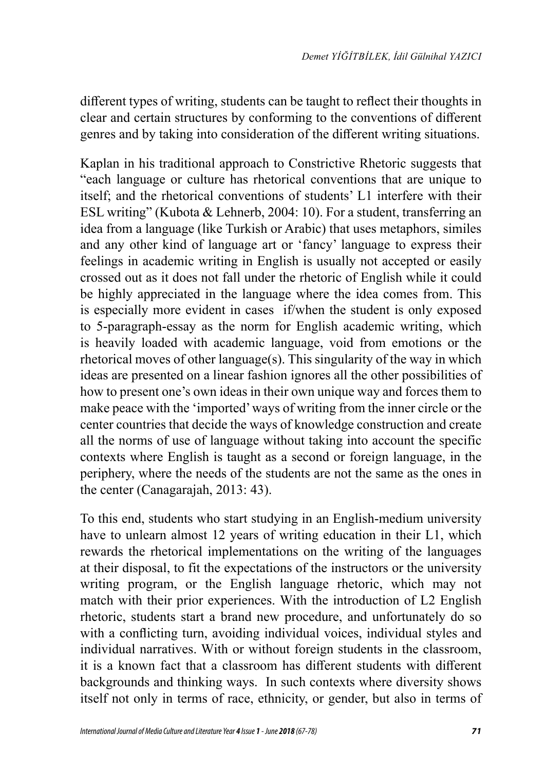different types of writing, students can be taught to reflect their thoughts in clear and certain structures by conforming to the conventions of different genres and by taking into consideration of the different writing situations.

Kaplan in his traditional approach to Constrictive Rhetoric suggests that "each language or culture has rhetorical conventions that are unique to itself; and the rhetorical conventions of students' L1 interfere with their ESL writing" (Kubota & Lehnerb, 2004: 10). For a student, transferring an idea from a language (like Turkish or Arabic) that uses metaphors, similes and any other kind of language art or 'fancy' language to express their feelings in academic writing in English is usually not accepted or easily crossed out as it does not fall under the rhetoric of English while it could be highly appreciated in the language where the idea comes from. This is especially more evident in cases if/when the student is only exposed to 5-paragraph-essay as the norm for English academic writing, which is heavily loaded with academic language, void from emotions or the rhetorical moves of other language(s). This singularity of the way in which ideas are presented on a linear fashion ignores all the other possibilities of how to present one's own ideas in their own unique way and forces them to make peace with the 'imported' ways of writing from the inner circle or the center countries that decide the ways of knowledge construction and create all the norms of use of language without taking into account the specific contexts where English is taught as a second or foreign language, in the periphery, where the needs of the students are not the same as the ones in the center (Canagarajah, 2013: 43).

To this end, students who start studying in an English-medium university have to unlearn almost 12 years of writing education in their L1, which rewards the rhetorical implementations on the writing of the languages at their disposal, to fit the expectations of the instructors or the university writing program, or the English language rhetoric, which may not match with their prior experiences. With the introduction of L2 English rhetoric, students start a brand new procedure, and unfortunately do so with a conflicting turn, avoiding individual voices, individual styles and individual narratives. With or without foreign students in the classroom, it is a known fact that a classroom has different students with different backgrounds and thinking ways. In such contexts where diversity shows itself not only in terms of race, ethnicity, or gender, but also in terms of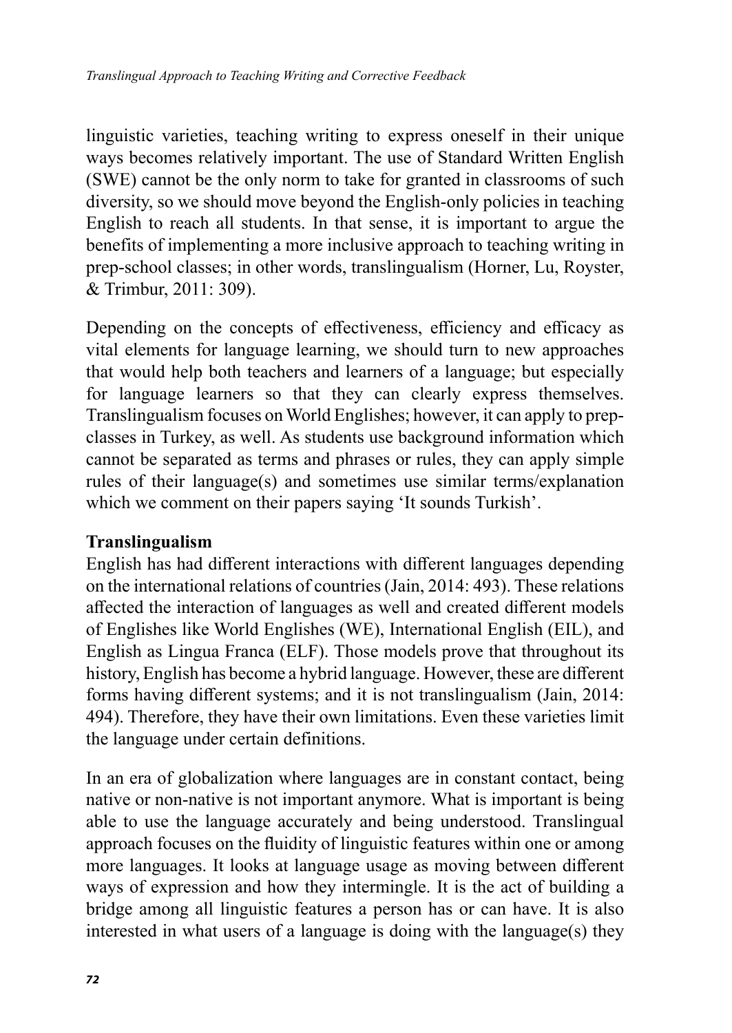linguistic varieties, teaching writing to express oneself in their unique ways becomes relatively important. The use of Standard Written English (SWE) cannot be the only norm to take for granted in classrooms of such diversity, so we should move beyond the English-only policies in teaching English to reach all students. In that sense, it is important to argue the benefits of implementing a more inclusive approach to teaching writing in prep-school classes; in other words, translingualism (Horner, Lu, Royster, & Trimbur, 2011: 309).

Depending on the concepts of effectiveness, efficiency and efficacy as vital elements for language learning, we should turn to new approaches that would help both teachers and learners of a language; but especially for language learners so that they can clearly express themselves. Translingualism focuses on World Englishes; however, it can apply to prep-classes in Turkey, as well. As students use background information which cannot be separated as terms and phrases or rules, they can apply simple rules of their language(s) and sometimes use similar terms/explanation which we comment on their papers saying 'It sounds Turkish'.

## Translingualism

English has had different interactions with different languages depending on the international relations of countries (Jain, 2014: 493). These relations affected the interaction of languages as well and created different models of Englishes like World Englishes (WE), International English (EIL), and English as Lingua Franca (ELF). Those models prove that throughout its history, English has become a hybrid language. However, these are different forms having different systems; and it is not translingualism (Jain, 2014: 494). Therefore, they have their own limitations. Even these varieties limit the language under certain definitions.

In an era of globalization where languages are in constant contact, being native or non-native is not important anymore. What is important is being able to use the language accurately and being understood. Translingual approach focuses on the fluidity of linguistic features within one or among more languages. It looks at language usage as moving between different ways of expression and how they intermingle. It is the act of building a bridge among all linguistic features a person has or can have. It is also interested in what users of a language is doing with the language(s) they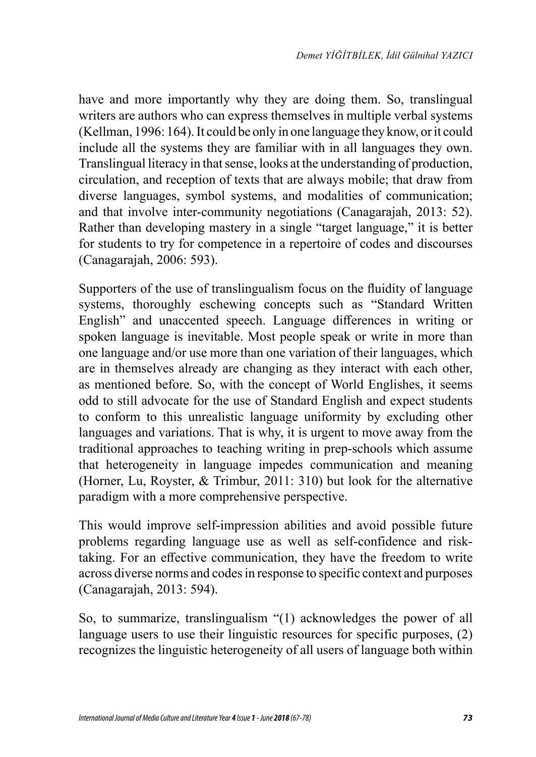have and more importantly why they are doing them. So, translingual writers are authors who can express themselves in multiple verbal systems (Kellman, 1996: 164). It could be only in one language they know, or it could include all the systems they are familiar with in all languages they own. Translingual literacy in that sense, looks at the understanding of production, circulation, and reception of texts that are always mobile; that draw from diverse languages, symbol systems, and modalities of communication; and that involve inter-community negotiations (Canagarajah, 2013: 52). Rather than developing mastery in a single "target language," it is better for students to try for competence in a repertoire of codes and discourses (Canagarajah, 2006: 593).

Supporters of the use of translingualism focus on the fluidity of language systems, thoroughly eschewing concepts such as "Standard Written English" and unaccented speech. Language differences in writing or spoken language is inevitable. Most people speak or write in more than one language and/or use more than one variation of their languages, which are in themselves already are changing as they interact with each other, as mentioned before. So, with the concept of World Englishes, it seems odd to still advocate for the use of Standard English and expect students to conform to this unrealistic language uniformity by excluding other languages and variations. That is why, it is urgent to move away from the traditional approaches to teaching writing in prep-schools which assume that heterogeneity in language impedes communication and meaning (Horner, Lu, Royster, & Trimbur, 2011: 310) but look for the alternative paradigm with a more comprehensive perspective.

This would improve self-impression abilities and avoid possible future problems regarding language use as well as self-confidence and risk-taking. For an effective communication, they have the freedom to write across diverse norms and codes in response to specific context and purposes (Canagarajah, 2013: 594).

So, to summarize, translingualism "(1) acknowledges the power of all language users to use their linguistic resources for specific purposes, (2) recognizes the linguistic heterogeneity of all users of language both within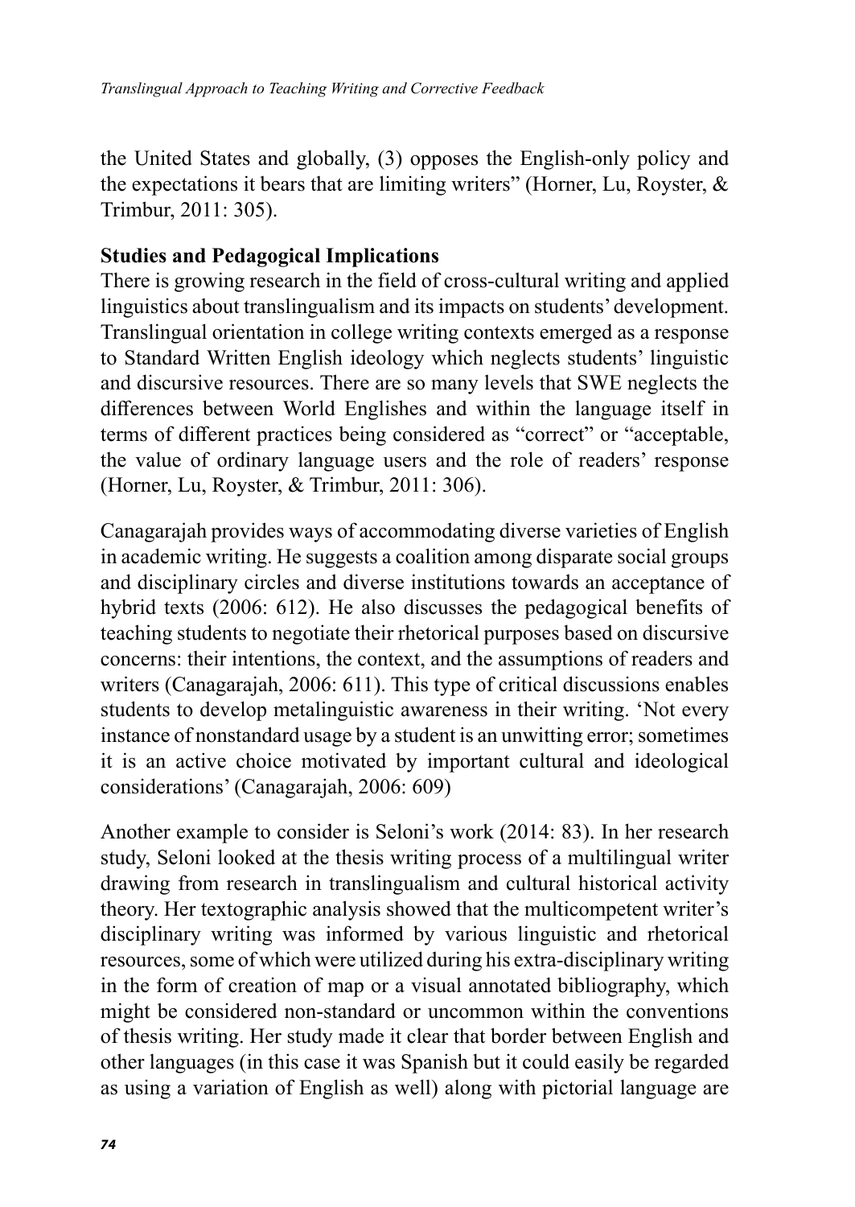the United States and globally, (3) opposes the English-only policy and the expectations it bears that are limiting writers" (Horner, Lu, Royster, & Trimbur, 2011: 305).

**Studies and Pedagogical Implications**

There is growing research in the field of cross-cultural writing and applied linguistics about translingualism and its impacts on students' development. Translingual orientation in college writing contexts emerged as a response to Standard Written English ideology which neglects students' linguistic and discursive resources. There are so many levels that SWE neglects the differences between World Englishes and within the language itself in terms of different practices being considered as "correct" or "acceptable, the value of ordinary language users and the role of readers' response (Horner, Lu, Royster, & Trimbur, 2011: 306).

Canagarajah provides ways of accommodating diverse varieties of English in academic writing. He suggests a coalition among disparate social groups and disciplinary circles and diverse institutions towards an acceptance of hybrid texts (2006: 612). He also discusses the pedagogical benefits of teaching students to negotiate their rhetorical purposes based on discursive concerns: their intentions, the context, and the assumptions of readers and writers (Canagarajah, 2006: 611). This type of critical discussions enables students to develop metalinguistic awareness in their writing. 'Not every instance of nonstandard usage by a student is an unwitting error; sometimes it is an active choice motivated by important cultural and ideological considerations' (Canagarajah, 2006: 609)

Another example to consider is Seloni's work (2014: 83). In her research study, Seloni looked at the thesis writing process of a multilingual writer drawing from research in translingualism and cultural historical activity theory. Her textographic analysis showed that the multicompetent writer's disciplinary writing was informed by various linguistic and rhetorical resources, some of which were utilized during his extra-disciplinary writing in the form of creation of map or a visual annotated bibliography, which might be considered non-standard or uncommon within the conventions of thesis writing. Her study made it clear that border between English and other languages (in this case it was Spanish but it could easily be regarded as using a variation of English as well) along with pictorial language are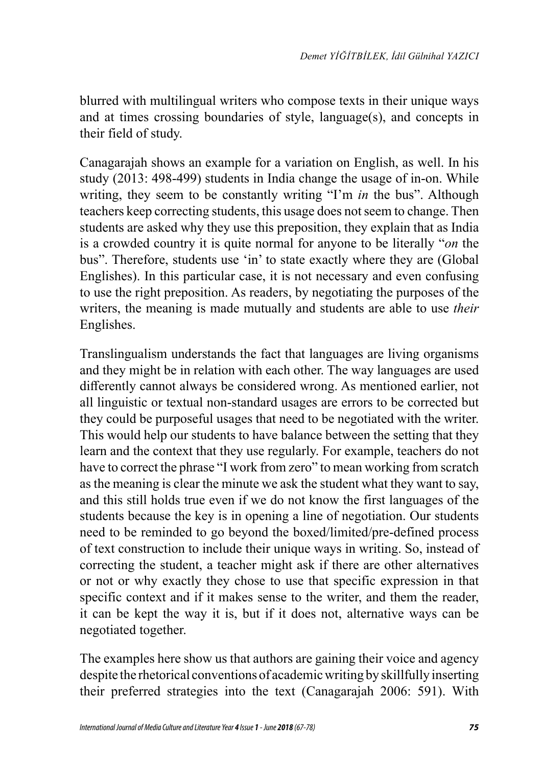blurred with multilingual writers who compose texts in their unique ways and at times crossing boundaries of style, language(s), and concepts in their field of study.

Canagarajah shows an example for a variation on English, as well. In his study (2013: 498-499) students in India change the usage of in-on. While writing, they seem to be constantly writing "I'm *in* the bus". Although teachers keep correcting students, this usage does not seem to change. Then students are asked why they use this preposition, they explain that as India is a crowded country it is quite normal for anyone to be literally "*on* the bus". Therefore, students use 'in' to state exactly where they are (Global Englishes). In this particular case, it is not necessary and even confusing to use the right preposition. As readers, by negotiating the purposes of the writers, the meaning is made mutually and students are able to use *their* Englishes.

Translingualism understands the fact that languages are living organisms and they might be in relation with each other. The way languages are used differently cannot always be considered wrong. As mentioned earlier, not all linguistic or textual non-standard usages are errors to be corrected but they could be purposeful usages that need to be negotiated with the writer. This would help our students to have balance between the setting that they learn and the context that they use regularly. For example, teachers do not have to correct the phrase "I work from zero" to mean working from scratch as the meaning is clear the minute we ask the student what they want to say, and this still holds true even if we do not know the first languages of the students because the key is in opening a line of negotiation. Our students need to be reminded to go beyond the boxed/limited/pre-defined process of text construction to include their unique ways in writing. So, instead of correcting the student, a teacher might ask if there are other alternatives or not or why exactly they chose to use that specific expression in that specific context and if it makes sense to the writer, and them the reader, it can be kept the way it is, but if it does not, alternative ways can be negotiated together.

The examples here show us that authors are gaining their voice and agency despite the rhetorical conventions of academic writing by skillfully inserting their preferred strategies into the text (Canagarajah 2006: 591). With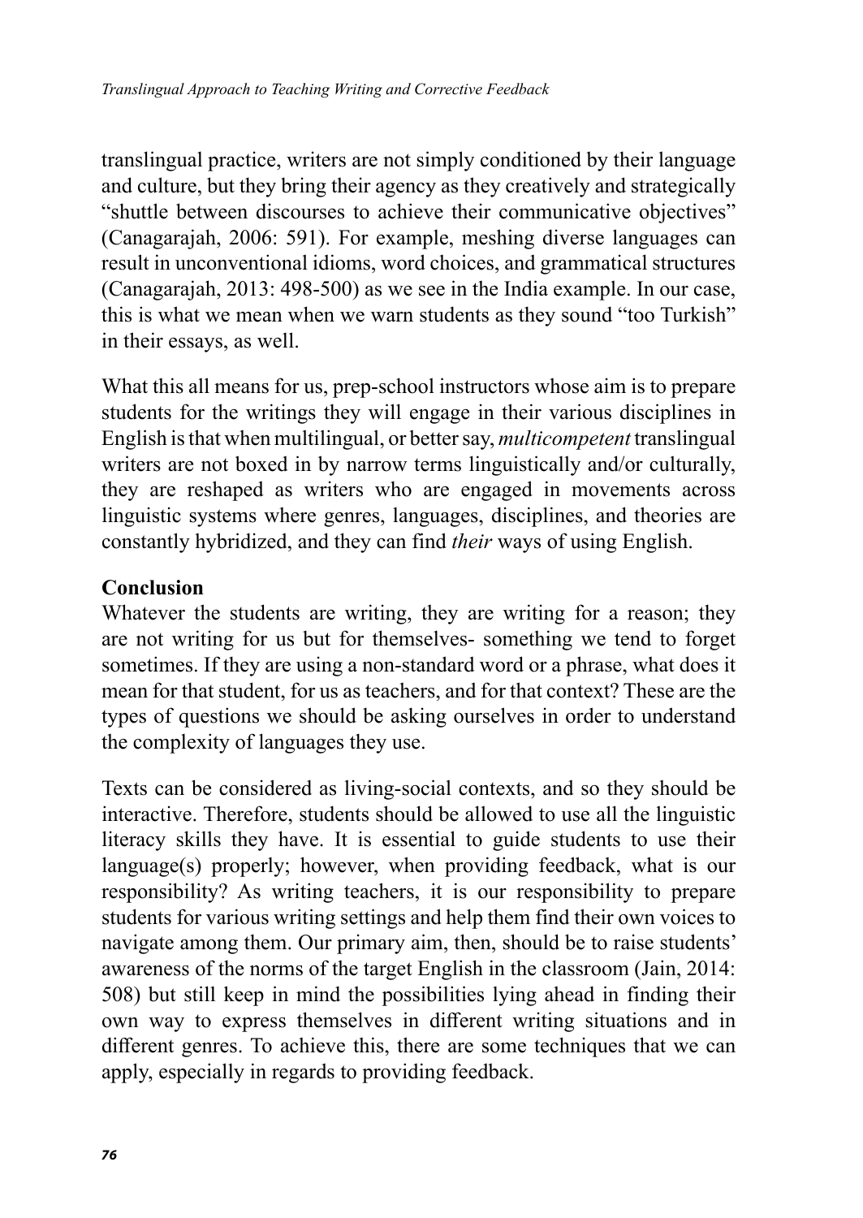translingual practice, writers are not simply conditioned by their language and culture, but they bring their agency as they creatively and strategically "shuttle between discourses to achieve their communicative objectives" (Canagarajah, 2006: 591). For example, meshing diverse languages can result in unconventional idioms, word choices, and grammatical structures (Canagarajah, 2013: 498-500) as we see in the India example. In our case, this is what we mean when we warn students as they sound "too Turkish" in their essays, as well.

What this all means for us, prep-school instructors whose aim is to prepare students for the writings they will engage in their various disciplines in English is that when multilingual, or better say, *multicompetent* translingual writers are not boxed in by narrow terms linguistically and/or culturally, they are reshaped as writers who are engaged in movements across linguistic systems where genres, languages, disciplines, and theories are constantly hybridized, and they can find *their* ways of using English.

## Conclusion

Whatever the students are writing, they are writing for a reason; they are not writing for us but for themselves- something we tend to forget sometimes. If they are using a non-standard word or a phrase, what does it mean for that student, for us as teachers, and for that context? These are the types of questions we should be asking ourselves in order to understand the complexity of languages they use.

Texts can be considered as living-social contexts, and so they should be interactive. Therefore, students should be allowed to use all the linguistic literacy skills they have. It is essential to guide students to use their language(s) properly; however, when providing feedback, what is our responsibility? As writing teachers, it is our responsibility to prepare students for various writing settings and help them find their own voices to navigate among them. Our primary aim, then, should be to raise students' awareness of the norms of the target English in the classroom (Jain, 2014: 508) but still keep in mind the possibilities lying ahead in finding their own way to express themselves in different writing situations and in different genres. To achieve this, there are some techniques that we can apply, especially in regards to providing feedback.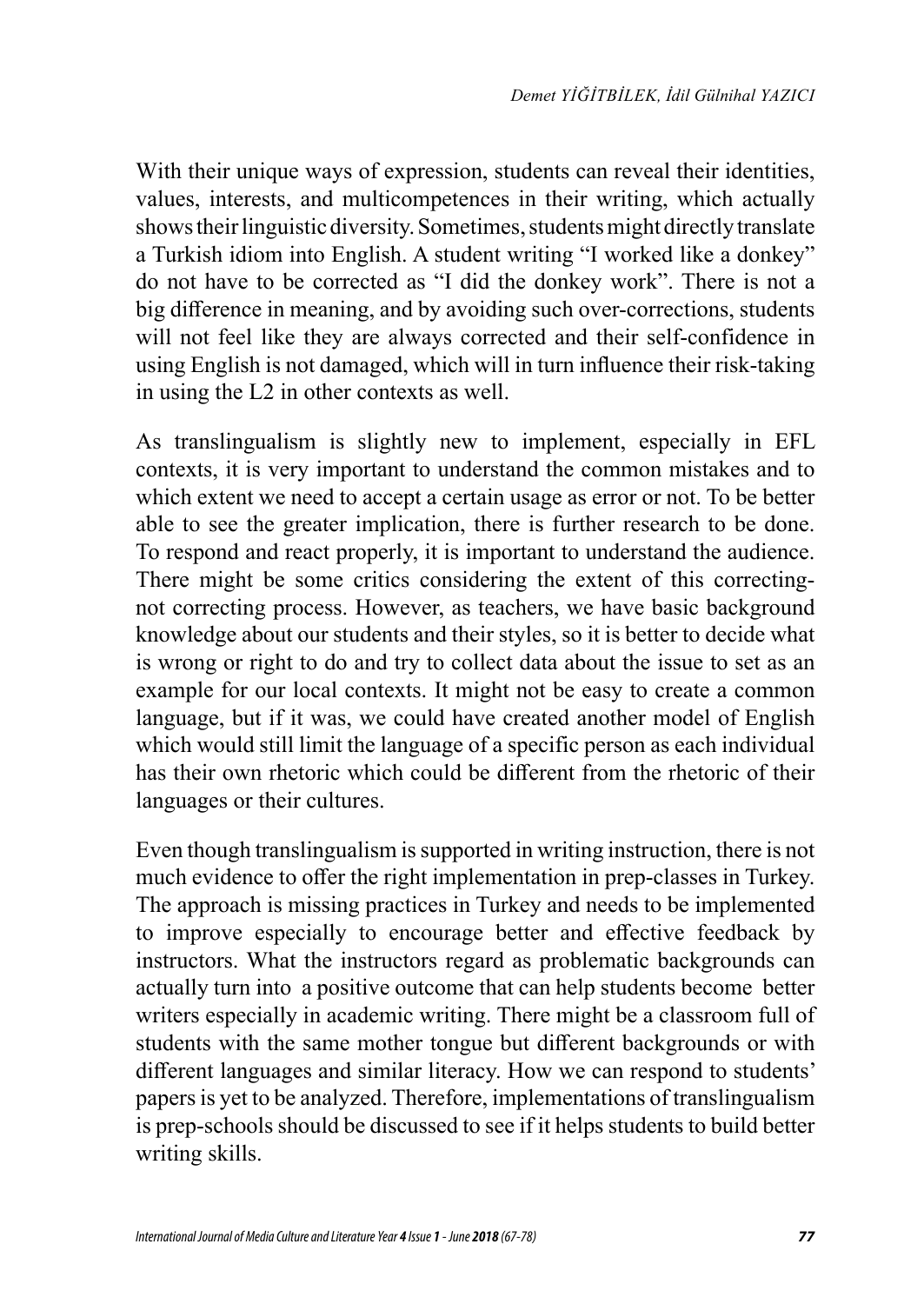With their unique ways of expression, students can reveal their identities, values, interests, and multicompetences in their writing, which actually shows their linguistic diversity. Sometimes, students might directly translate a Turkish idiom into English. A student writing "I worked like a donkey" do not have to be corrected as "I did the donkey work". There is not a big difference in meaning, and by avoiding such over-corrections, students will not feel like they are always corrected and their self-confidence in using English is not damaged, which will in turn influence their risk-taking in using the L2 in other contexts as well.

As translingualism is slightly new to implement, especially in EFL contexts, it is very important to understand the common mistakes and to which extent we need to accept a certain usage as error or not. To be better able to see the greater implication, there is further research to be done. To respond and react properly, it is important to understand the audience. There might be some critics considering the extent of this correcting-not correcting process. However, as teachers, we have basic background knowledge about our students and their styles, so it is better to decide what is wrong or right to do and try to collect data about the issue to set as an example for our local contexts. It might not be easy to create a common language, but if it was, we could have created another model of English which would still limit the language of a specific person as each individual has their own rhetoric which could be different from the rhetoric of their languages or their cultures.

Even though translingualism is supported in writing instruction, there is not much evidence to offer the right implementation in prep-classes in Turkey. The approach is missing practices in Turkey and needs to be implemented to improve especially to encourage better and effective feedback by instructors. What the instructors regard as problematic backgrounds can actually turn into a positive outcome that can help students become better writers especially in academic writing. There might be a classroom full of students with the same mother tongue but different backgrounds or with different languages and similar literacy. How we can respond to students' papers is yet to be analyzed. Therefore, implementations of translingualism is prep-schools should be discussed to see if it helps students to build better writing skills.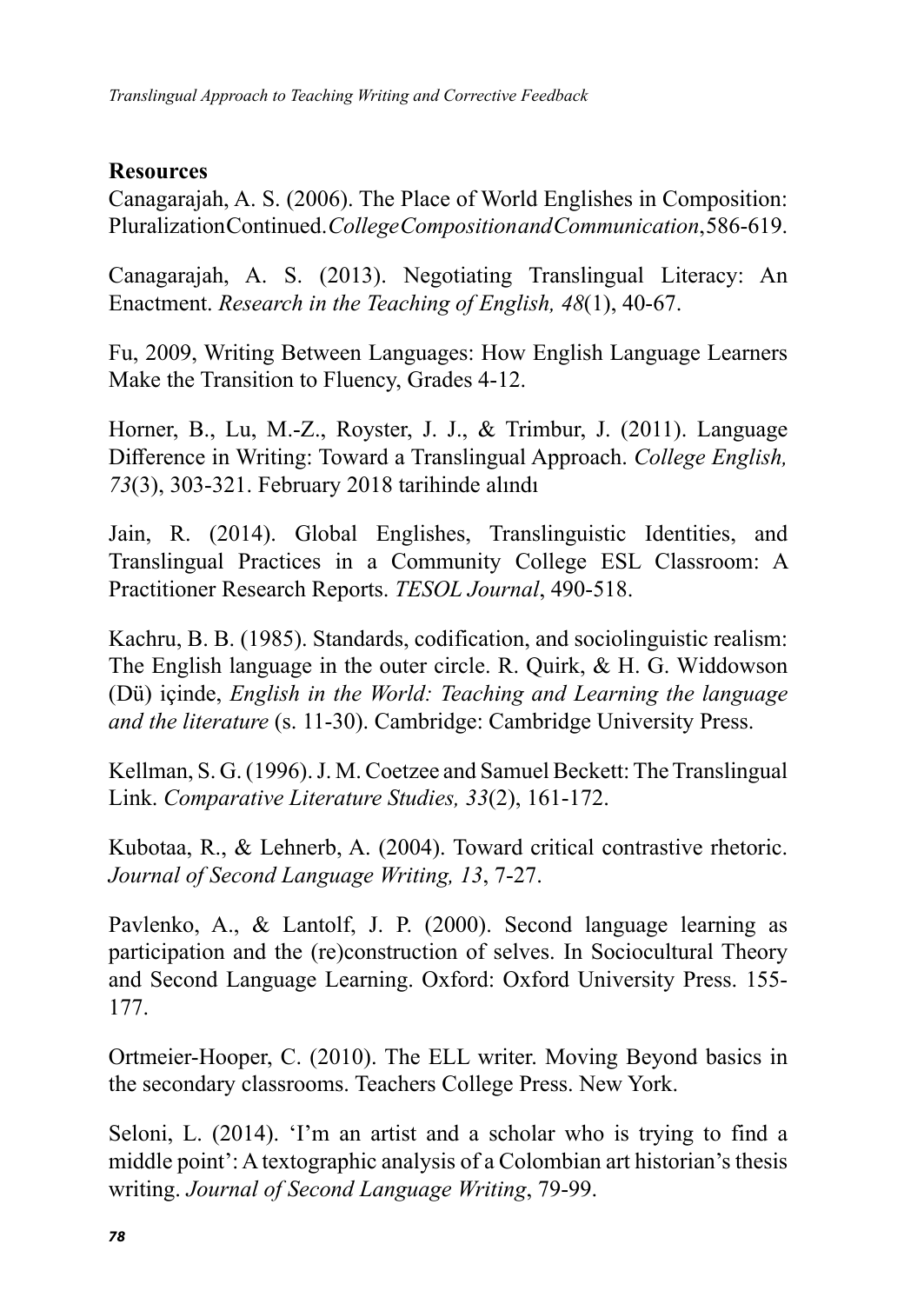**Resources**

Canagarajah, A. S. (2006). The Place of World Englishes in Composition: PluralizationContinued.*CollegeCompositionandCommunication*,586-619.

Canagarajah, A. S. (2013). Negotiating Translingual Literacy: An Enactment. *Research in the Teaching of English, 48*(1), 40-67.

Fu, 2009, Writing Between Languages: How English Language Learners Make the Transition to Fluency, Grades 4-12.

Horner, B., Lu, M.-Z., Royster, J. J., & Trimbur, J. (2011). Language Difference in Writing: Toward a Translingual Approach. *College English, 73*(3), 303-321. February 2018 tarihinde alındı

Jain, R. (2014). Global Englishes, Translinguistic Identities, and Translingual Practices in a Community College ESL Classroom: A Practitioner Research Reports. *TESOL Journal*, 490-518.

Kachru, B. B. (1985). Standards, codification, and sociolinguistic realism: The English language in the outer circle. R. Quirk, & H. G. Widdowson (Dü) içinde, *English in the World: Teaching and Learning the language and the literature* (s. 11-30). Cambridge: Cambridge University Press.

Kellman, S. G. (1996). J. M. Coetzee and Samuel Beckett: The Translingual Link. *Comparative Literature Studies, 33*(2), 161-172.

Kubotaa, R., & Lehnerb, A. (2004). Toward critical contrastive rhetoric. *Journal of Second Language Writing, 13*, 7-27.

Pavlenko, A., & Lantolf, J. P. (2000). Second language learning as participation and the (re)construction of selves. In Sociocultural Theory and Second Language Learning. Oxford: Oxford University Press. 155-177.

Ortmeier-Hooper, C. (2010). The ELL writer. Moving Beyond basics in the secondary classrooms. Teachers College Press. New York.

Seloni, L. (2014). 'I'm an artist and a scholar who is trying to find a middle point': A textographic analysis of a Colombian art historian's thesis writing. *Journal of Second Language Writing*, 79-99.